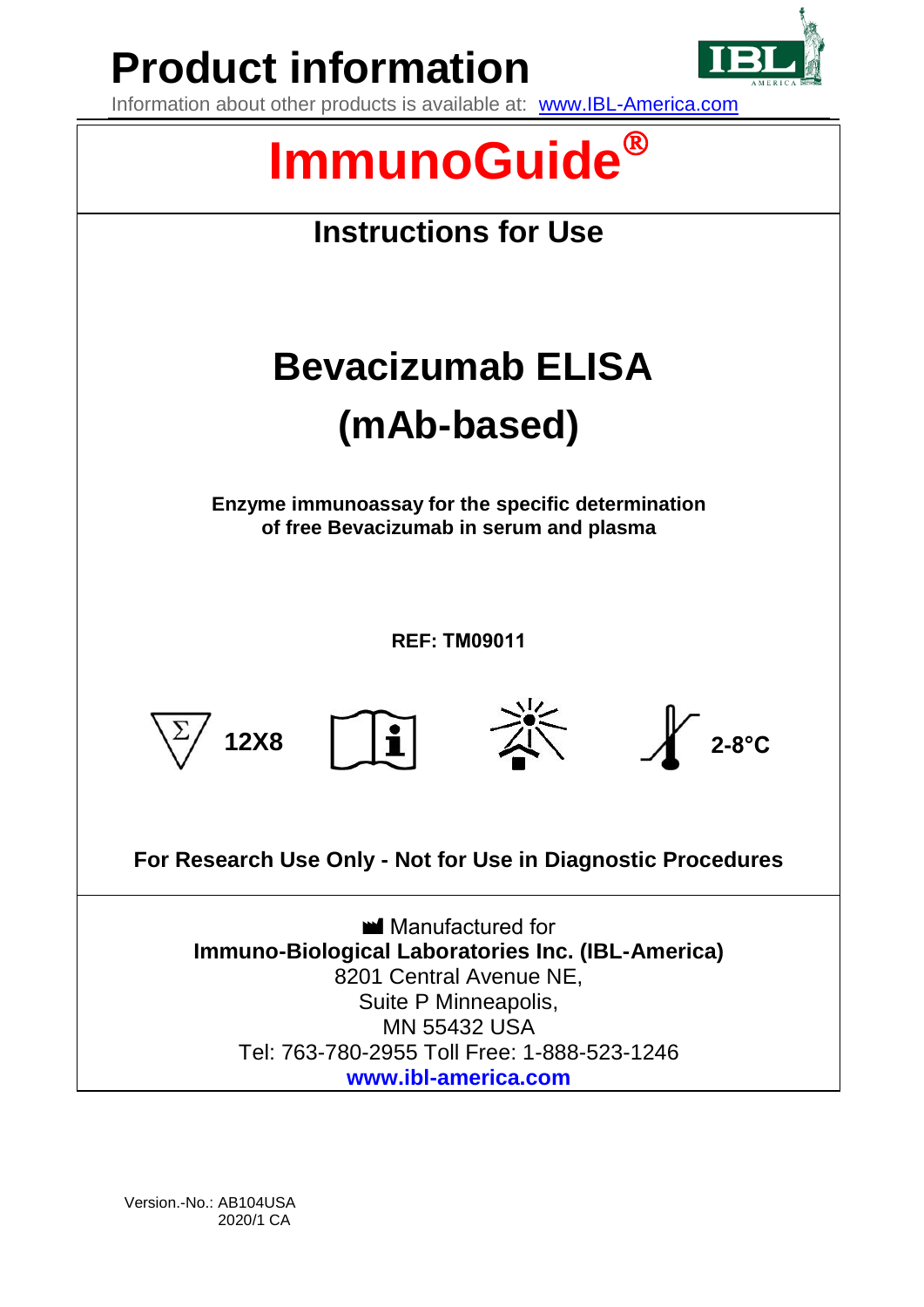# Product information

Information about other products is available at: [www.IBL-America.com](http://www.IBL-America.com)

# ImmunoGuide®

## Instructions for Use

# Bevacizumab ELISA (mAb-based)

**Enzyme immunoassay for the specific determination of free Bevacizumab in serum and plasma**

**REF: TM09011**

**12X8**

**2-8°C**

**For Research Use Only - Not for Use in Diagnostic Procedures**

Manufactured for
**Immuno-Biological Laboratories Inc. (IBL-America)**
8201 Central Avenue NE,
Suite P Minneapolis,
MN 55432 USA
Tel: 763-780-2955 Toll Free: 1-888-523-1246
**www.ibl-america.com**

Version.-No.: AB104USA
2020/1 CA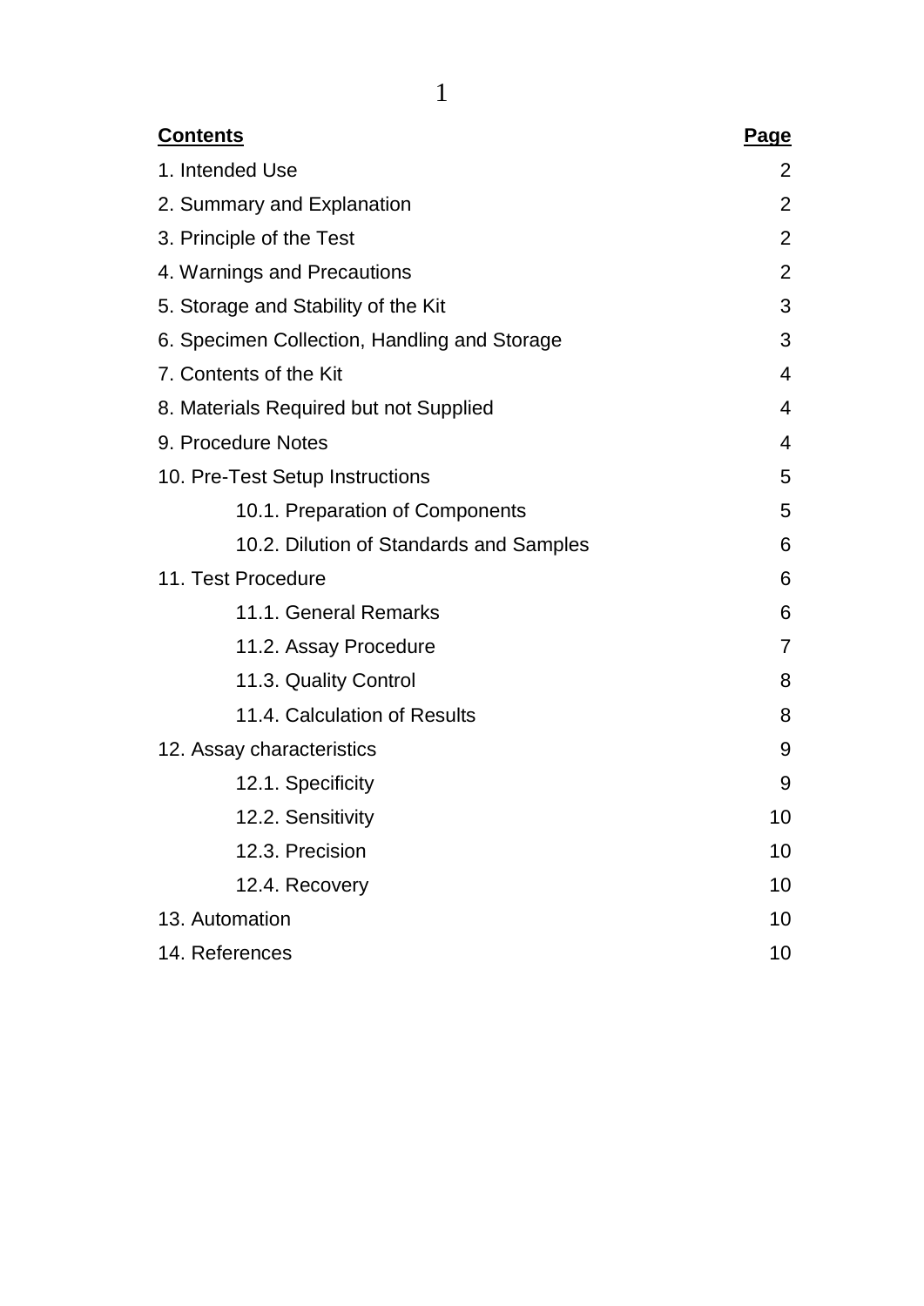| **Contents** | **Page** |
| --- | --- |
| 1. Intended Use | 2 |
| 2. Summary and Explanation | 2 |
| 3. Principle of the Test | 2 |
| 4. Warnings and Precautions | 2 |
| 5. Storage and Stability of the Kit | 3 |
| 6. Specimen Collection, Handling and Storage | 3 |
| 7. Contents of the Kit | 4 |
| 8. Materials Required but not Supplied | 4 |
| 9. Procedure Notes | 4 |
| 10. Pre-Test Setup Instructions | 5 |
| 10.1. Preparation of Components | 5 |
| 10.2. Dilution of Standards and Samples | 6 |
| 11. Test Procedure | 6 |
| 11.1. General Remarks | 6 |
| 11.2. Assay Procedure | 7 |
| 11.3. Quality Control | 8 |
| 11.4. Calculation of Results | 8 |
| 12. Assay characteristics | 9 |
| 12.1. Specificity | 9 |
| 12.2. Sensitivity | 10 |
| 12.3. Precision | 10 |
| 12.4. Recovery | 10 |
| 13. Automation | 10 |
| 14. References | 10 |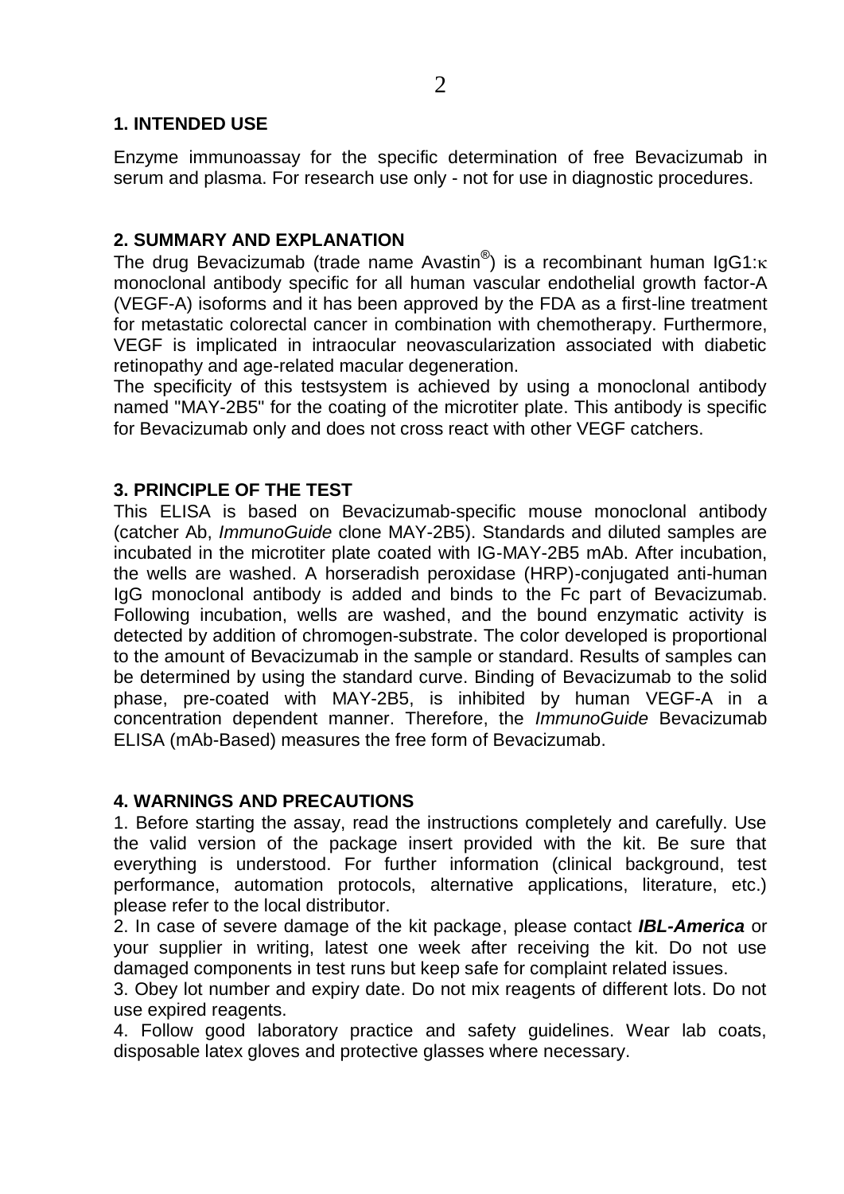## 1. INTENDED USE

Enzyme immunoassay for the specific determination of free Bevacizumab in serum and plasma. For research use only - not for use in diagnostic procedures.

## 2. SUMMARY AND EXPLANATION

The drug Bevacizumab (trade name Avastin®) is a recombinant human IgG1:κ monoclonal antibody specific for all human vascular endothelial growth factor-A (VEGF-A) isoforms and it has been approved by the FDA as a first-line treatment for metastatic colorectal cancer in combination with chemotherapy. Furthermore, VEGF is implicated in intraocular neovascularization associated with diabetic retinopathy and age-related macular degeneration.

The specificity of this testsystem is achieved by using a monoclonal antibody named "MAY-2B5" for the coating of the microtiter plate. This antibody is specific for Bevacizumab only and does not cross react with other VEGF catchers.

## 3. PRINCIPLE OF THE TEST

This ELISA is based on Bevacizumab-specific mouse monoclonal antibody (catcher Ab, *ImmunoGuide* clone MAY-2B5). Standards and diluted samples are incubated in the microtiter plate coated with IG-MAY-2B5 mAb. After incubation, the wells are washed. A horseradish peroxidase (HRP)-conjugated anti-human IgG monoclonal antibody is added and binds to the Fc part of Bevacizumab. Following incubation, wells are washed, and the bound enzymatic activity is detected by addition of chromogen-substrate. The color developed is proportional to the amount of Bevacizumab in the sample or standard. Results of samples can be determined by using the standard curve. Binding of Bevacizumab to the solid phase, pre-coated with MAY-2B5, is inhibited by human VEGF-A in a concentration dependent manner. Therefore, the *ImmunoGuide* Bevacizumab ELISA (mAb-Based) measures the free form of Bevacizumab.

## 4. WARNINGS AND PRECAUTIONS

1. Before starting the assay, read the instructions completely and carefully. Use the valid version of the package insert provided with the kit. Be sure that everything is understood. For further information (clinical background, test performance, automation protocols, alternative applications, literature, etc.) please refer to the local distributor.
2. In case of severe damage of the kit package, please contact ***IBL-America*** or your supplier in writing, latest one week after receiving the kit. Do not use damaged components in test runs but keep safe for complaint related issues.
3. Obey lot number and expiry date. Do not mix reagents of different lots. Do not use expired reagents.
4. Follow good laboratory practice and safety guidelines. Wear lab coats, disposable latex gloves and protective glasses where necessary.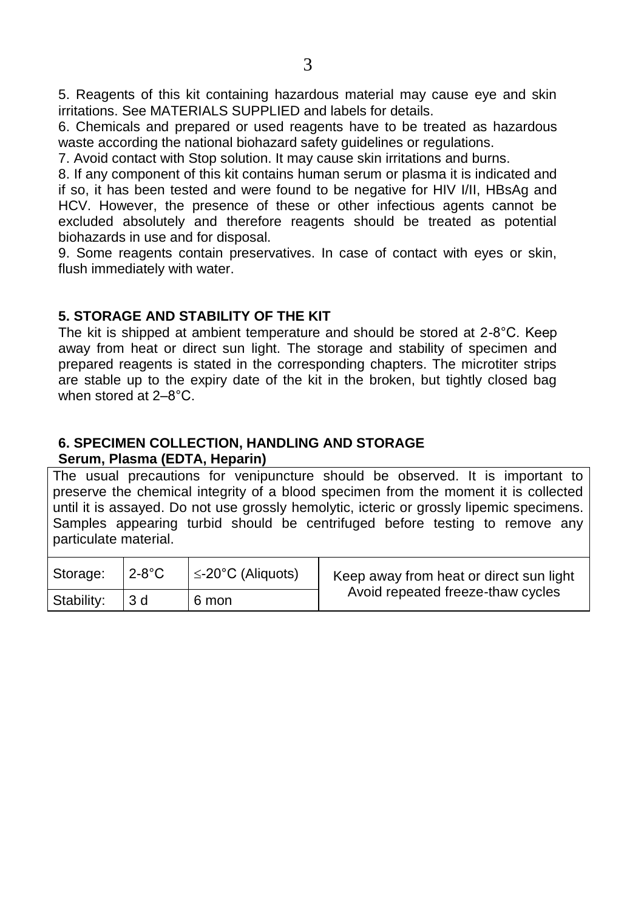5. Reagents of this kit containing hazardous material may cause eye and skin irritations. See MATERIALS SUPPLIED and labels for details.

6. Chemicals and prepared or used reagents have to be treated as hazardous waste according the national biohazard safety guidelines or regulations.

7. Avoid contact with Stop solution. It may cause skin irritations and burns.

8. If any component of this kit contains human serum or plasma it is indicated and if so, it has been tested and were found to be negative for HIV I/II, HBsAg and HCV. However, the presence of these or other infectious agents cannot be excluded absolutely and therefore reagents should be treated as potential biohazards in use and for disposal.

9. Some reagents contain preservatives. In case of contact with eyes or skin, flush immediately with water.

## 5. STORAGE AND STABILITY OF THE KIT

The kit is shipped at ambient temperature and should be stored at 2-8°C. Keep away from heat or direct sun light. The storage and stability of specimen and prepared reagents is stated in the corresponding chapters. The microtiter strips are stable up to the expiry date of the kit in the broken, but tightly closed bag when stored at 2–8°C.

## 6. SPECIMEN COLLECTION, HANDLING AND STORAGE

**Serum, Plasma (EDTA, Heparin)**

The usual precautions for venipuncture should be observed. It is important to preserve the chemical integrity of a blood specimen from the moment it is collected until it is assayed. Do not use grossly hemolytic, icteric or grossly lipemic specimens. Samples appearing turbid should be centrifuged before testing to remove any particulate material.

| Storage: | 2-8°C | ≤-20°C (Aliquots) | Keep away from heat or direct sun light<br>Avoid repeated freeze-thaw cycles |
|---|---|---|---|
| Stability: | 3 d | 6 mon | |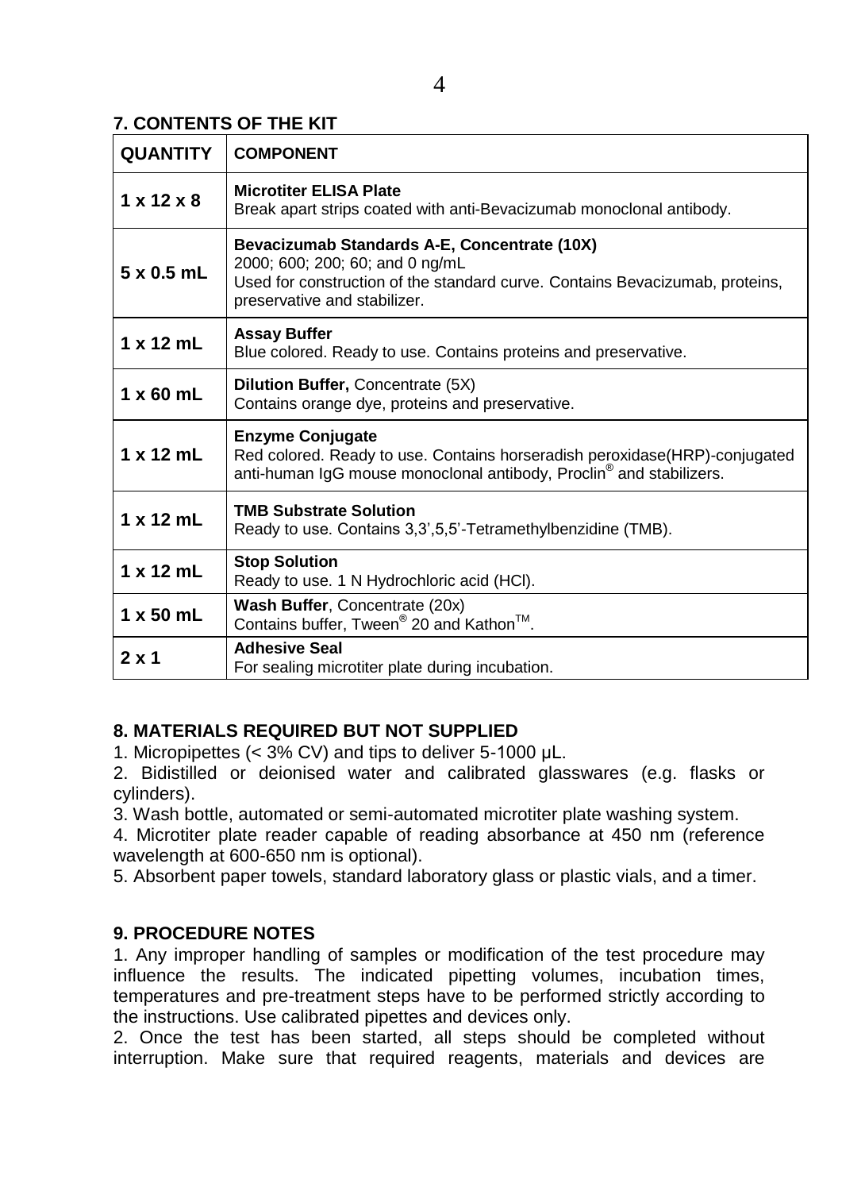## 7. CONTENTS OF THE KIT

| QUANTITY | COMPONENT |
| --- | --- |
| 1 x 12 x 8 | **Microtiter ELISA Plate**<br>Break apart strips coated with anti-Bevacizumab monoclonal antibody. |
| 5 x 0.5 mL | **Bevacizumab Standards A-E, Concentrate (10X)**<br>2000; 600; 200; 60; and 0 ng/mL<br>Used for construction of the standard curve. Contains Bevacizumab, proteins, preservative and stabilizer. |
| 1 x 12 mL | **Assay Buffer**<br>Blue colored. Ready to use. Contains proteins and preservative. |
| 1 x 60 mL | **Dilution Buffer,** Concentrate (5X)<br>Contains orange dye, proteins and preservative. |
| 1 x 12 mL | **Enzyme Conjugate**<br>Red colored. Ready to use. Contains horseradish peroxidase(HRP)-conjugated anti-human IgG mouse monoclonal antibody, Proclin® and stabilizers. |
| 1 x 12 mL | **TMB Substrate Solution**<br>Ready to use. Contains 3,3',5,5'-Tetramethylbenzidine (TMB). |
| 1 x 12 mL | **Stop Solution**<br>Ready to use. 1 N Hydrochloric acid (HCl). |
| 1 x 50 mL | **Wash Buffer**, Concentrate (20x)<br>Contains buffer, Tween® 20 and Kathon™. |
| 2 x 1 | **Adhesive Seal**<br>For sealing microtiter plate during incubation. |

## 8. MATERIALS REQUIRED BUT NOT SUPPLIED

1. Micropipettes (< 3% CV) and tips to deliver 5-1000 µL.
2. Bidistilled or deionised water and calibrated glasswares (e.g. flasks or cylinders).
3. Wash bottle, automated or semi-automated microtiter plate washing system.
4. Microtiter plate reader capable of reading absorbance at 450 nm (reference wavelength at 600-650 nm is optional).
5. Absorbent paper towels, standard laboratory glass or plastic vials, and a timer.

## 9. PROCEDURE NOTES

1. Any improper handling of samples or modification of the test procedure may influence the results. The indicated pipetting volumes, incubation times, temperatures and pre-treatment steps have to be performed strictly according to the instructions. Use calibrated pipettes and devices only.
2. Once the test has been started, all steps should be completed without interruption. Make sure that required reagents, materials and devices are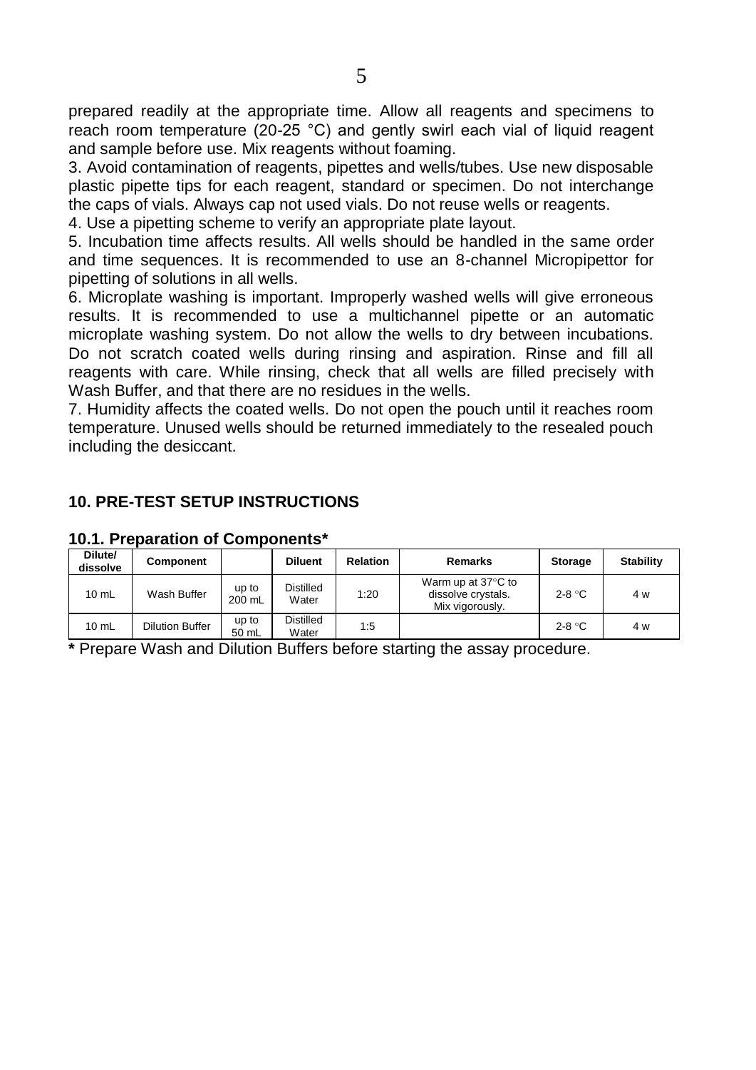prepared readily at the appropriate time. Allow all reagents and specimens to reach room temperature (20-25 °C) and gently swirl each vial of liquid reagent and sample before use. Mix reagents without foaming.

3. Avoid contamination of reagents, pipettes and wells/tubes. Use new disposable plastic pipette tips for each reagent, standard or specimen. Do not interchange the caps of vials. Always cap not used vials. Do not reuse wells or reagents.

4. Use a pipetting scheme to verify an appropriate plate layout.

5. Incubation time affects results. All wells should be handled in the same order and time sequences. It is recommended to use an 8-channel Micropipettor for pipetting of solutions in all wells.

6. Microplate washing is important. Improperly washed wells will give erroneous results. It is recommended to use a multichannel pipette or an automatic microplate washing system. Do not allow the wells to dry between incubations. Do not scratch coated wells during rinsing and aspiration. Rinse and fill all reagents with care. While rinsing, check that all wells are filled precisely with Wash Buffer, and that there are no residues in the wells.

7. Humidity affects the coated wells. Do not open the pouch until it reaches room temperature. Unused wells should be returned immediately to the resealed pouch including the desiccant.

## 10. PRE-TEST SETUP INSTRUCTIONS

### 10.1. Preparation of Components*

| Dilute/ dissolve | Component | | Diluent | Relation | Remarks | Storage | Stability |
|---|---|---|---|---|---|---|---|
| 10 mL | Wash Buffer | up to 200 mL | Distilled Water | 1:20 | Warm up at 37°C to dissolve crystals. Mix vigorously. | 2-8 °C | 4 w |
| 10 mL | Dilution Buffer | up to 50 mL | Distilled Water | 1:5 | | 2-8 °C | 4 w |

**\*** Prepare Wash and Dilution Buffers before starting the assay procedure.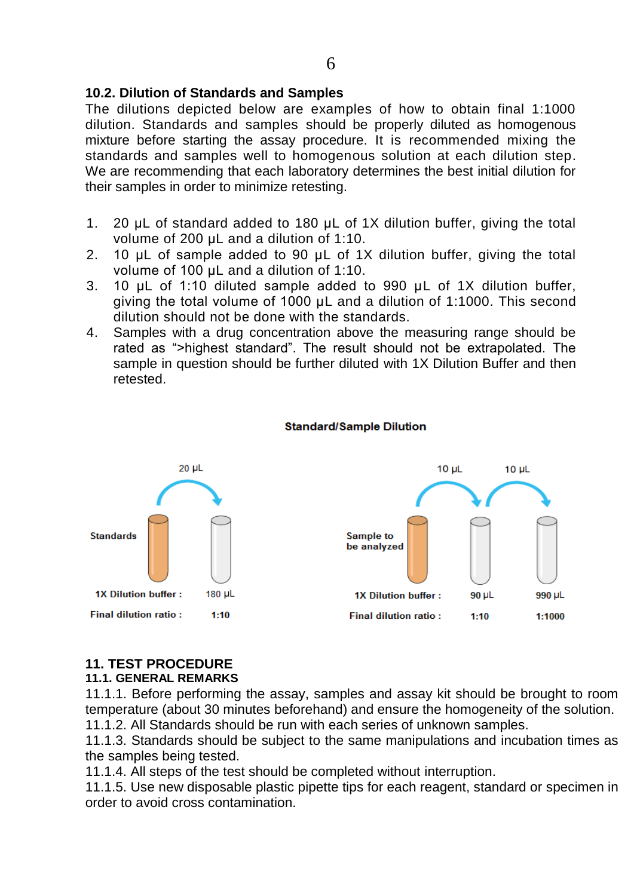### 10.2. Dilution of Standards and Samples

The dilutions depicted below are examples of how to obtain final 1:1000 dilution. Standards and samples should be properly diluted as homogenous mixture before starting the assay procedure. It is recommended mixing the standards and samples well to homogenous solution at each dilution step. We are recommending that each laboratory determines the best initial dilution for their samples in order to minimize retesting.

1. 20 µL of standard added to 180 µL of 1X dilution buffer, giving the total volume of 200 µL and a dilution of 1:10.
2. 10 µL of sample added to 90 µL of 1X dilution buffer, giving the total volume of 100 µL and a dilution of 1:10.
3. 10 µL of 1:10 diluted sample added to 990 µL of 1X dilution buffer, giving the total volume of 1000 µL and a dilution of 1:1000. This second dilution should not be done with the standards.
4. Samples with a drug concentration above the measuring range should be rated as ">highest standard". The result should not be extrapolated. The sample in question should be further diluted with 1X Dilution Buffer and then retested.

**Standard/Sample Dilution**

| Standards | 20 µL → |
|---|---|
| 1X Dilution buffer : | 180 µL |
| Final dilution ratio : | 1:10 |

| Sample to be analyzed | 10 µL → | 10 µL → |
|---|---|---|
| 1X Dilution buffer : | 90 µL | 990 µL |
| Final dilution ratio : | 1:10 | 1:1000 |

## 11. TEST PROCEDURE

### 11.1. GENERAL REMARKS

11.1.1. Before performing the assay, samples and assay kit should be brought to room temperature (about 30 minutes beforehand) and ensure the homogeneity of the solution.
11.1.2. All Standards should be run with each series of unknown samples.
11.1.3. Standards should be subject to the same manipulations and incubation times as the samples being tested.
11.1.4. All steps of the test should be completed without interruption.
11.1.5. Use new disposable plastic pipette tips for each reagent, standard or specimen in order to avoid cross contamination.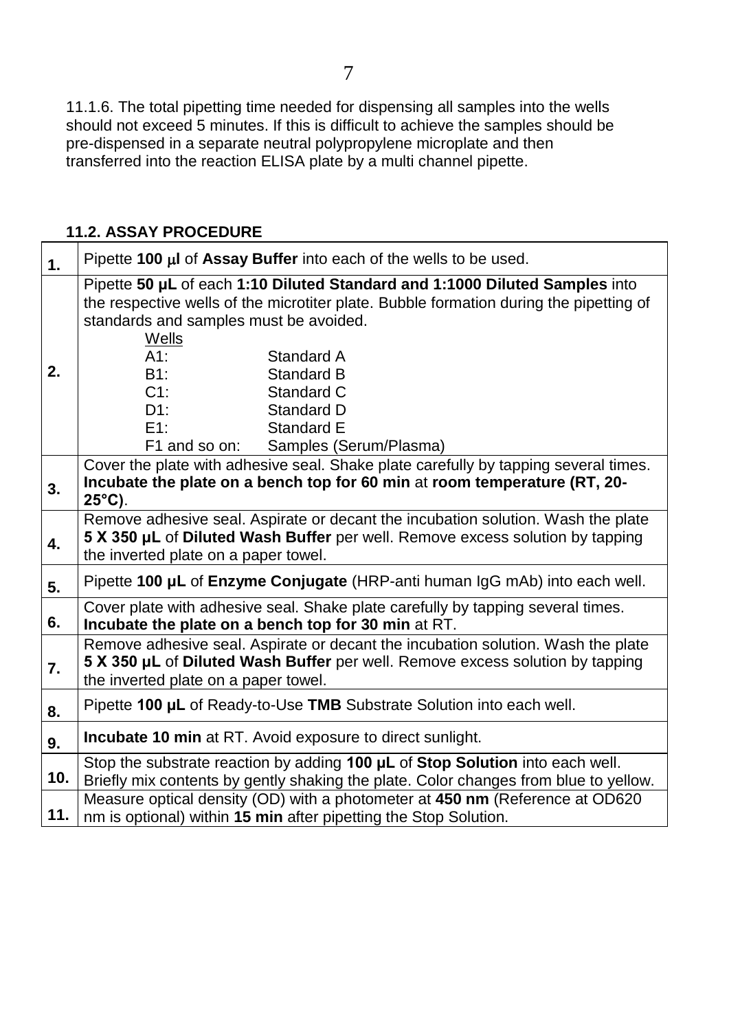11.1.6. The total pipetting time needed for dispensing all samples into the wells should not exceed 5 minutes. If this is difficult to achieve the samples should be pre-dispensed in a separate neutral polypropylene microplate and then transferred into the reaction ELISA plate by a multi channel pipette.

### 11.2. ASSAY PROCEDURE

| | |
|---|---|
| **1.** | Pipette **100 µl** of **Assay Buffer** into each of the wells to be used. |
| **2.** | Pipette **50 µL** of each **1:10 Diluted Standard and 1:1000 Diluted Samples** into the respective wells of the microtiter plate. Bubble formation during the pipetting of standards and samples must be avoided.<br>Wells<br>A1: Standard A<br>B1: Standard B<br>C1: Standard C<br>D1: Standard D<br>E1: Standard E<br>F1 and so on: Samples (Serum/Plasma) |
| **3.** | Cover the plate with adhesive seal. Shake plate carefully by tapping several times. **Incubate the plate on a bench top for 60 min** at **room temperature (RT, 20-25°C)**. |
| **4.** | Remove adhesive seal. Aspirate or decant the incubation solution. Wash the plate **5 X 350 µL** of **Diluted Wash Buffer** per well. Remove excess solution by tapping the inverted plate on a paper towel. |
| **5.** | Pipette **100 µL** of **Enzyme Conjugate** (HRP-anti human IgG mAb) into each well. |
| **6.** | Cover plate with adhesive seal. Shake plate carefully by tapping several times. **Incubate the plate on a bench top for 30 min** at RT. |
| **7.** | Remove adhesive seal. Aspirate or decant the incubation solution. Wash the plate **5 X 350 µL** of **Diluted Wash Buffer** per well. Remove excess solution by tapping the inverted plate on a paper towel. |
| **8.** | Pipette **100 µL** of Ready-to-Use **TMB** Substrate Solution into each well. |
| **9.** | **Incubate 10 min** at RT. Avoid exposure to direct sunlight. |
| **10.** | Stop the substrate reaction by adding **100 µL** of **Stop Solution** into each well. Briefly mix contents by gently shaking the plate. Color changes from blue to yellow. |
| **11.** | Measure optical density (OD) with a photometer at **450 nm** (Reference at OD620 nm is optional) within **15 min** after pipetting the Stop Solution. |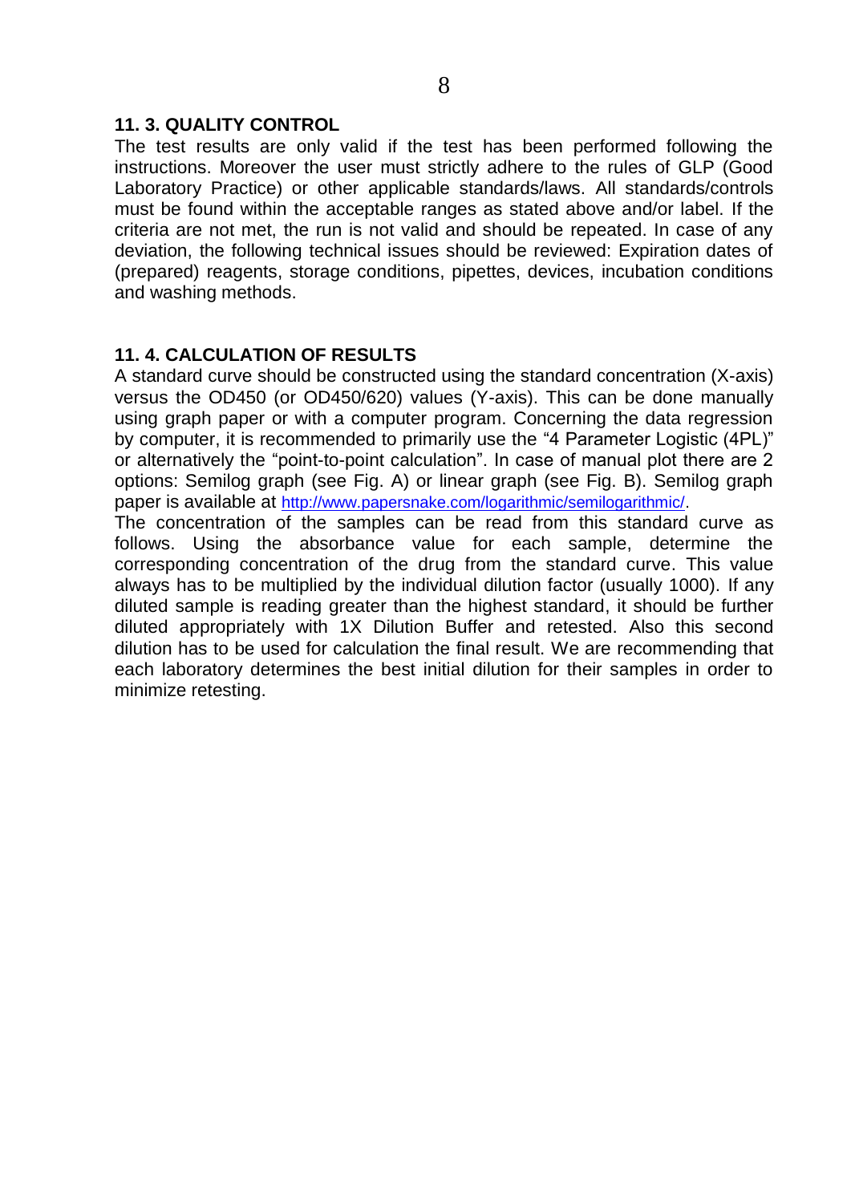### 11. 3. QUALITY CONTROL

The test results are only valid if the test has been performed following the instructions. Moreover the user must strictly adhere to the rules of GLP (Good Laboratory Practice) or other applicable standards/laws. All standards/controls must be found within the acceptable ranges as stated above and/or label. If the criteria are not met, the run is not valid and should be repeated. In case of any deviation, the following technical issues should be reviewed: Expiration dates of (prepared) reagents, storage conditions, pipettes, devices, incubation conditions and washing methods.

### 11. 4. CALCULATION OF RESULTS

A standard curve should be constructed using the standard concentration (X-axis) versus the OD450 (or OD450/620) values (Y-axis). This can be done manually using graph paper or with a computer program. Concerning the data regression by computer, it is recommended to primarily use the "4 Parameter Logistic (4PL)" or alternatively the "point-to-point calculation". In case of manual plot there are 2 options: Semilog graph (see Fig. A) or linear graph (see Fig. B). Semilog graph paper is available at http://www.papersnake.com/logarithmic/semilogarithmic/.

The concentration of the samples can be read from this standard curve as follows. Using the absorbance value for each sample, determine the corresponding concentration of the drug from the standard curve. This value always has to be multiplied by the individual dilution factor (usually 1000). If any diluted sample is reading greater than the highest standard, it should be further diluted appropriately with 1X Dilution Buffer and retested. Also this second dilution has to be used for calculation the final result. We are recommending that each laboratory determines the best initial dilution for their samples in order to minimize retesting.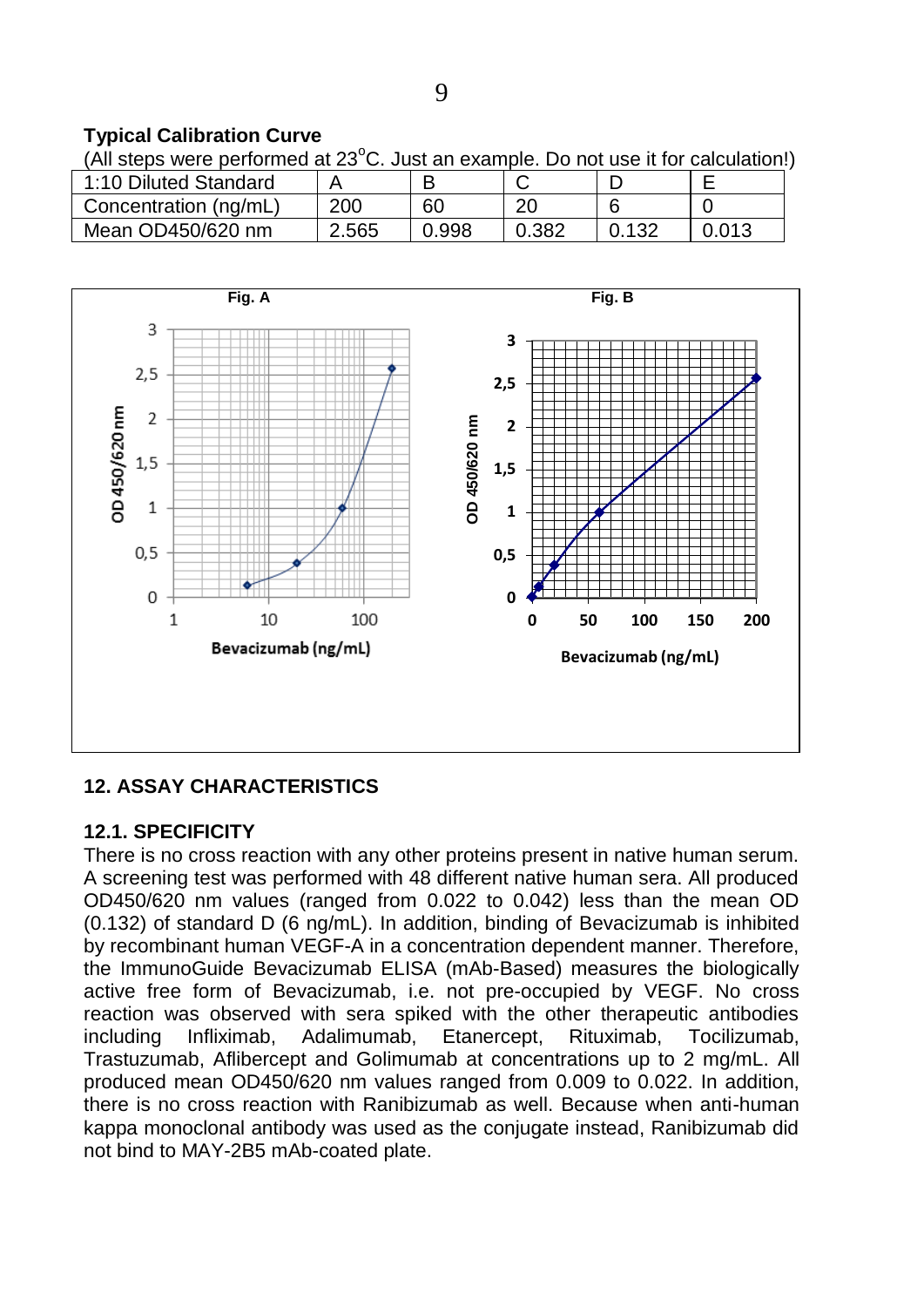### Typical Calibration Curve

(All steps were performed at 23°C. Just an example. Do not use it for calculation!)

| 1:10 Diluted Standard | A | B | C | D | E |
|---|---|---|---|---|---|
| Concentration (ng/mL) | 200 | 60 | 20 | 6 | 0 |
| Mean OD450/620 nm | 2.565 | 0.998 | 0.382 | 0.132 | 0.013 |

## 12. ASSAY CHARACTERISTICS

### 12.1. SPECIFICITY

There is no cross reaction with any other proteins present in native human serum. A screening test was performed with 48 different native human sera. All produced OD450/620 nm values (ranged from 0.022 to 0.042) less than the mean OD (0.132) of standard D (6 ng/mL). In addition, binding of Bevacizumab is inhibited by recombinant human VEGF-A in a concentration dependent manner. Therefore, the ImmunoGuide Bevacizumab ELISA (mAb-Based) measures the biologically active free form of Bevacizumab, i.e. not pre-occupied by VEGF. No cross reaction was observed with sera spiked with the other therapeutic antibodies including Infliximab, Adalimumab, Etanercept, Rituximab, Tocilizumab, Trastuzumab, Aflibercept and Golimumab at concentrations up to 2 mg/mL. All produced mean OD450/620 nm values ranged from 0.009 to 0.022. In addition, there is no cross reaction with Ranibizumab as well. Because when anti-human kappa monoclonal antibody was used as the conjugate instead, Ranibizumab did not bind to MAY-2B5 mAb-coated plate.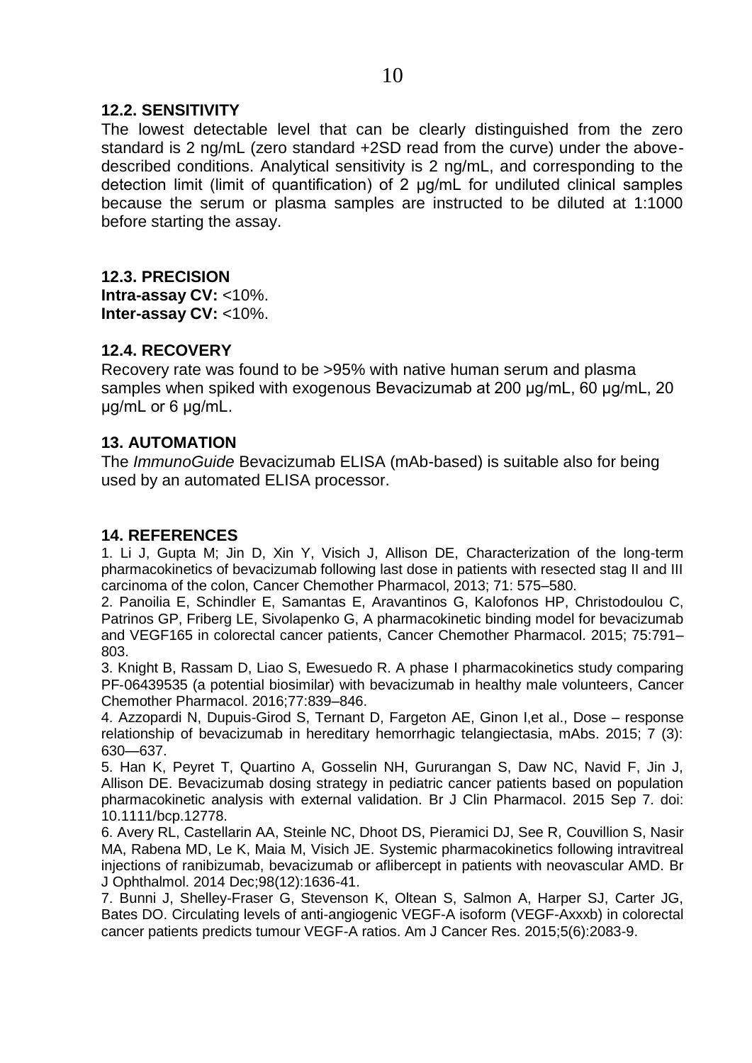## 12.2. SENSITIVITY

The lowest detectable level that can be clearly distinguished from the zero standard is 2 ng/mL (zero standard +2SD read from the curve) under the above-described conditions. Analytical sensitivity is 2 ng/mL, and corresponding to the detection limit (limit of quantification) of 2 µg/mL for undiluted clinical samples because the serum or plasma samples are instructed to be diluted at 1:1000 before starting the assay.

## 12.3. PRECISION

**Intra-assay CV:** <10%.
**Inter-assay CV:** <10%.

## 12.4. RECOVERY

Recovery rate was found to be >95% with native human serum and plasma samples when spiked with exogenous Bevacizumab at 200 µg/mL, 60 µg/mL, 20 µg/mL or 6 µg/mL.

## 13. AUTOMATION

The *ImmunoGuide* Bevacizumab ELISA (mAb-based) is suitable also for being used by an automated ELISA processor.

## 14. REFERENCES

1. Li J, Gupta M; Jin D, Xin Y, Visich J, Allison DE, Characterization of the long-term pharmacokinetics of bevacizumab following last dose in patients with resected stag II and III carcinoma of the colon, Cancer Chemother Pharmacol, 2013; 71: 575–580.
2. Panoilia E, Schindler E, Samantas E, Aravantinos G, Kalofonos HP, Christodoulou C, Patrinos GP, Friberg LE, Sivolapenko G, A pharmacokinetic binding model for bevacizumab and VEGF165 in colorectal cancer patients, Cancer Chemother Pharmacol. 2015; 75:791–803.
3. Knight B, Rassam D, Liao S, Ewesuedo R. A phase I pharmacokinetics study comparing PF-06439535 (a potential biosimilar) with bevacizumab in healthy male volunteers, Cancer Chemother Pharmacol. 2016;77:839–846.
4. Azzopardi N, Dupuis-Girod S, Ternant D, Fargeton AE, Ginon I,et al., Dose – response relationship of bevacizumab in hereditary hemorrhagic telangiectasia, mAbs. 2015; 7 (3): 630—637.
5. Han K, Peyret T, Quartino A, Gosselin NH, Gururangan S, Daw NC, Navid F, Jin J, Allison DE. Bevacizumab dosing strategy in pediatric cancer patients based on population pharmacokinetic analysis with external validation. Br J Clin Pharmacol. 2015 Sep 7. doi: 10.1111/bcp.12778.
6. Avery RL, Castellarin AA, Steinle NC, Dhoot DS, Pieramici DJ, See R, Couvillion S, Nasir MA, Rabena MD, Le K, Maia M, Visich JE. Systemic pharmacokinetics following intravitreal injections of ranibizumab, bevacizumab or aflibercept in patients with neovascular AMD. Br J Ophthalmol. 2014 Dec;98(12):1636-41.
7. Bunni J, Shelley-Fraser G, Stevenson K, Oltean S, Salmon A, Harper SJ, Carter JG, Bates DO. Circulating levels of anti-angiogenic VEGF-A isoform (VEGF-Axxxb) in colorectal cancer patients predicts tumour VEGF-A ratios. Am J Cancer Res. 2015;5(6):2083-9.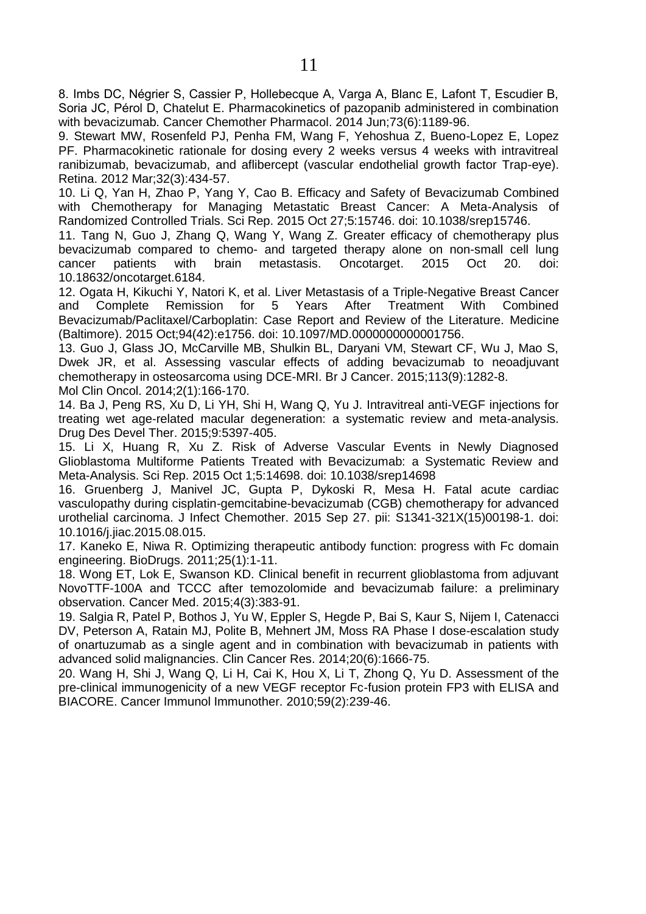8. Imbs DC, Négrier S, Cassier P, Hollebecque A, Varga A, Blanc E, Lafont T, Escudier B, Soria JC, Pérol D, Chatelut E. Pharmacokinetics of pazopanib administered in combination with bevacizumab. Cancer Chemother Pharmacol. 2014 Jun;73(6):1189-96.

9. Stewart MW, Rosenfeld PJ, Penha FM, Wang F, Yehoshua Z, Bueno-Lopez E, Lopez PF. Pharmacokinetic rationale for dosing every 2 weeks versus 4 weeks with intravitreal ranibizumab, bevacizumab, and aflibercept (vascular endothelial growth factor Trap-eye). Retina. 2012 Mar;32(3):434-57.

10. Li Q, Yan H, Zhao P, Yang Y, Cao B. Efficacy and Safety of Bevacizumab Combined with Chemotherapy for Managing Metastatic Breast Cancer: A Meta-Analysis of Randomized Controlled Trials. Sci Rep. 2015 Oct 27;5:15746. doi: 10.1038/srep15746.

11. Tang N, Guo J, Zhang Q, Wang Y, Wang Z. Greater efficacy of chemotherapy plus bevacizumab compared to chemo- and targeted therapy alone on non-small cell lung cancer patients with brain metastasis. Oncotarget. 2015 Oct 20. doi: 10.18632/oncotarget.6184.

12. Ogata H, Kikuchi Y, Natori K, et al. Liver Metastasis of a Triple-Negative Breast Cancer and Complete Remission for 5 Years After Treatment With Combined Bevacizumab/Paclitaxel/Carboplatin: Case Report and Review of the Literature. Medicine (Baltimore). 2015 Oct;94(42):e1756. doi: 10.1097/MD.0000000000001756.

13. Guo J, Glass JO, McCarville MB, Shulkin BL, Daryani VM, Stewart CF, Wu J, Mao S, Dwek JR, et al. Assessing vascular effects of adding bevacizumab to neoadjuvant chemotherapy in osteosarcoma using DCE-MRI. Br J Cancer. 2015;113(9):1282-8.
Mol Clin Oncol. 2014;2(1):166-170.

14. Ba J, Peng RS, Xu D, Li YH, Shi H, Wang Q, Yu J. Intravitreal anti-VEGF injections for treating wet age-related macular degeneration: a systematic review and meta-analysis. Drug Des Devel Ther. 2015;9:5397-405.

15. Li X, Huang R, Xu Z. Risk of Adverse Vascular Events in Newly Diagnosed Glioblastoma Multiforme Patients Treated with Bevacizumab: a Systematic Review and Meta-Analysis. Sci Rep. 2015 Oct 1;5:14698. doi: 10.1038/srep14698

16. Gruenberg J, Manivel JC, Gupta P, Dykoski R, Mesa H. Fatal acute cardiac vasculopathy during cisplatin-gemcitabine-bevacizumab (CGB) chemotherapy for advanced urothelial carcinoma. J Infect Chemother. 2015 Sep 27. pii: S1341-321X(15)00198-1. doi: 10.1016/j.jiac.2015.08.015.

17. Kaneko E, Niwa R. Optimizing therapeutic antibody function: progress with Fc domain engineering. BioDrugs. 2011;25(1):1-11.

18. Wong ET, Lok E, Swanson KD. Clinical benefit in recurrent glioblastoma from adjuvant NovoTTF-100A and TCCC after temozolomide and bevacizumab failure: a preliminary observation. Cancer Med. 2015;4(3):383-91.

19. Salgia R, Patel P, Bothos J, Yu W, Eppler S, Hegde P, Bai S, Kaur S, Nijem I, Catenacci DV, Peterson A, Ratain MJ, Polite B, Mehnert JM, Moss RA Phase I dose-escalation study of onartuzumab as a single agent and in combination with bevacizumab in patients with advanced solid malignancies. Clin Cancer Res. 2014;20(6):1666-75.

20. Wang H, Shi J, Wang Q, Li H, Cai K, Hou X, Li T, Zhong Q, Yu D. Assessment of the pre-clinical immunogenicity of a new VEGF receptor Fc-fusion protein FP3 with ELISA and BIACORE. Cancer Immunol Immunother. 2010;59(2):239-46.